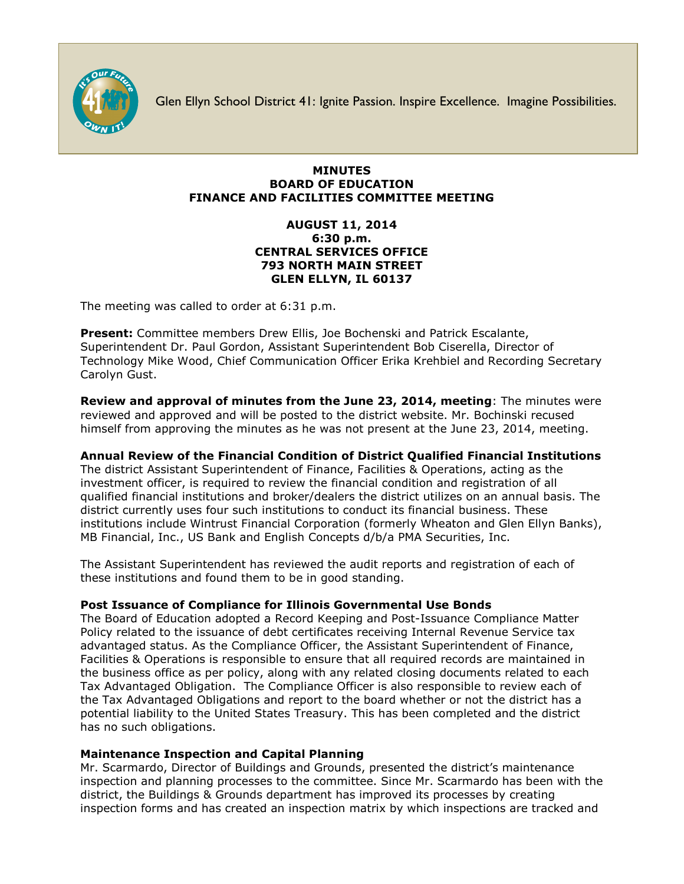Glen Ellyn School District 41: Ignite Passion. Inspire Excellence. Imagine Possibilities.

**MINUTES**
**BOARD OF EDUCATION**
**FINANCE AND FACILITIES COMMITTEE MEETING**

**AUGUST 11, 2014**
**6:30 p.m.**
**CENTRAL SERVICES OFFICE**
**793 NORTH MAIN STREET**
**GLEN ELLYN, IL 60137**

The meeting was called to order at 6:31 p.m.

**Present:** Committee members Drew Ellis, Joe Bochenski and Patrick Escalante, Superintendent Dr. Paul Gordon, Assistant Superintendent Bob Ciserella, Director of Technology Mike Wood, Chief Communication Officer Erika Krehbiel and Recording Secretary Carolyn Gust.

**Review and approval of minutes from the June 23, 2014, meeting**: The minutes were reviewed and approved and will be posted to the district website. Mr. Bochinski recused himself from approving the minutes as he was not present at the June 23, 2014, meeting.

**Annual Review of the Financial Condition of District Qualified Financial Institutions**
The district Assistant Superintendent of Finance, Facilities & Operations, acting as the investment officer, is required to review the financial condition and registration of all qualified financial institutions and broker/dealers the district utilizes on an annual basis. The district currently uses four such institutions to conduct its financial business. These institutions include Wintrust Financial Corporation (formerly Wheaton and Glen Ellyn Banks), MB Financial, Inc., US Bank and English Concepts d/b/a PMA Securities, Inc.

The Assistant Superintendent has reviewed the audit reports and registration of each of these institutions and found them to be in good standing.

**Post Issuance of Compliance for Illinois Governmental Use Bonds**
The Board of Education adopted a Record Keeping and Post-Issuance Compliance Matter Policy related to the issuance of debt certificates receiving Internal Revenue Service tax advantaged status. As the Compliance Officer, the Assistant Superintendent of Finance, Facilities & Operations is responsible to ensure that all required records are maintained in the business office as per policy, along with any related closing documents related to each Tax Advantaged Obligation. The Compliance Officer is also responsible to review each of the Tax Advantaged Obligations and report to the board whether or not the district has a potential liability to the United States Treasury. This has been completed and the district has no such obligations.

**Maintenance Inspection and Capital Planning**
Mr. Scarmardo, Director of Buildings and Grounds, presented the district's maintenance inspection and planning processes to the committee. Since Mr. Scarmardo has been with the district, the Buildings & Grounds department has improved its processes by creating inspection forms and has created an inspection matrix by which inspections are tracked and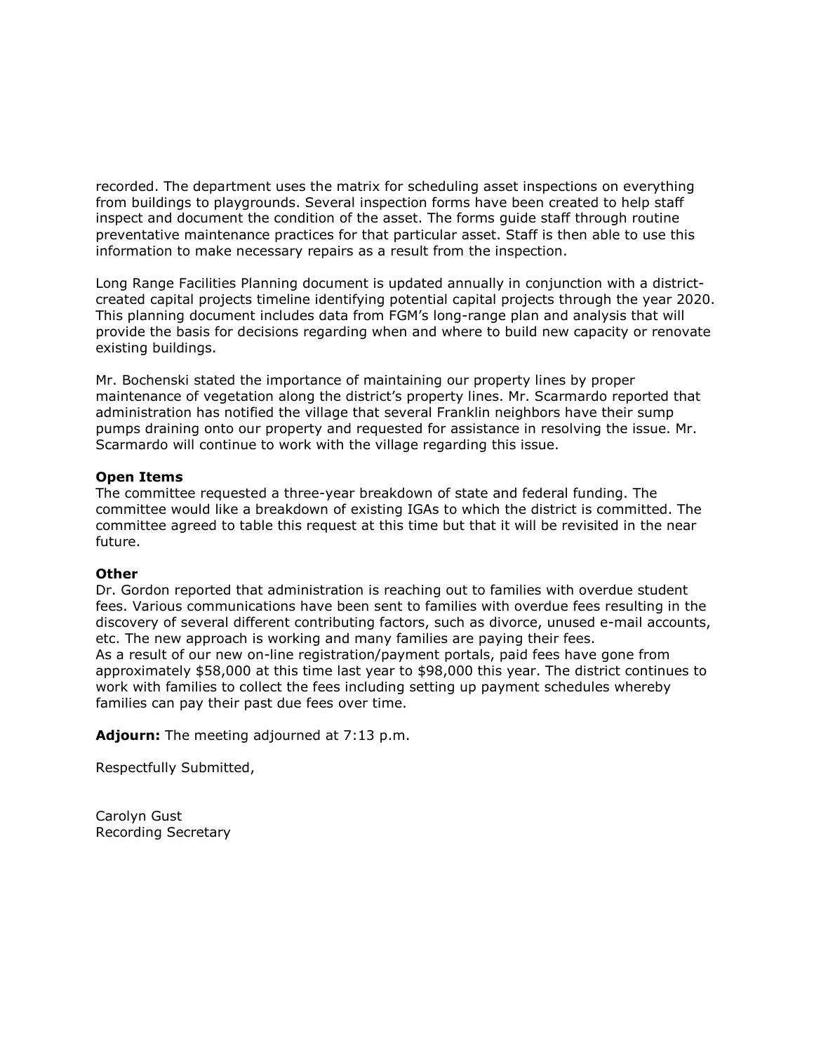recorded. The department uses the matrix for scheduling asset inspections on everything from buildings to playgrounds. Several inspection forms have been created to help staff inspect and document the condition of the asset. The forms guide staff through routine preventative maintenance practices for that particular asset. Staff is then able to use this information to make necessary repairs as a result from the inspection.

Long Range Facilities Planning document is updated annually in conjunction with a district-created capital projects timeline identifying potential capital projects through the year 2020. This planning document includes data from FGM's long-range plan and analysis that will provide the basis for decisions regarding when and where to build new capacity or renovate existing buildings.

Mr. Bochenski stated the importance of maintaining our property lines by proper maintenance of vegetation along the district's property lines. Mr. Scarmardo reported that administration has notified the village that several Franklin neighbors have their sump pumps draining onto our property and requested for assistance in resolving the issue. Mr. Scarmardo will continue to work with the village regarding this issue.

**Open Items**
The committee requested a three-year breakdown of state and federal funding. The committee would like a breakdown of existing IGAs to which the district is committed. The committee agreed to table this request at this time but that it will be revisited in the near future.

**Other**
Dr. Gordon reported that administration is reaching out to families with overdue student fees. Various communications have been sent to families with overdue fees resulting in the discovery of several different contributing factors, such as divorce, unused e-mail accounts, etc. The new approach is working and many families are paying their fees.
As a result of our new on-line registration/payment portals, paid fees have gone from approximately $58,000 at this time last year to $98,000 this year. The district continues to work with families to collect the fees including setting up payment schedules whereby families can pay their past due fees over time.

**Adjourn:** The meeting adjourned at 7:13 p.m.

Respectfully Submitted,

Carolyn Gust
Recording Secretary